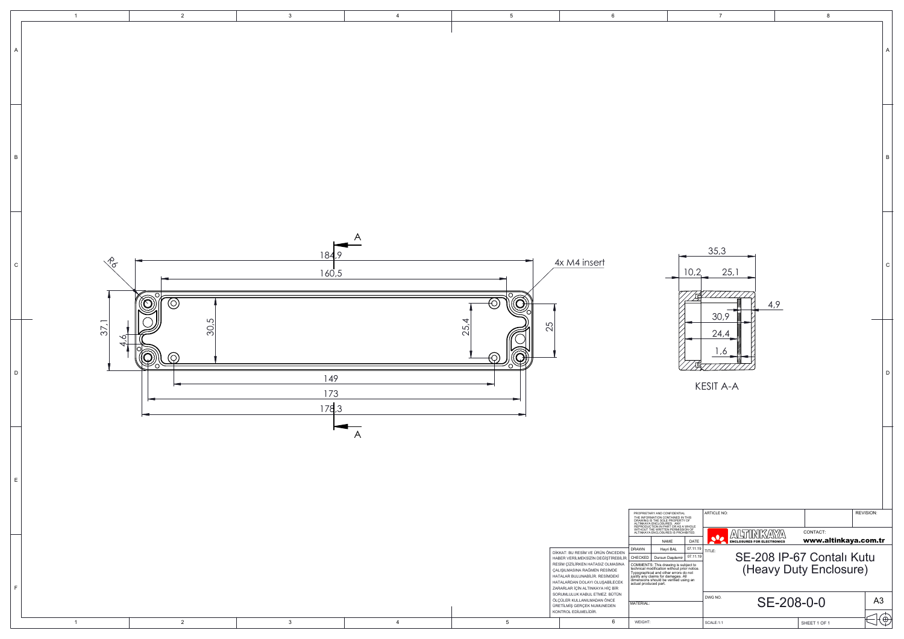184,9

160,5

R6

4x M4 insert

37,1

4,6

30,5

25,4

25

149

173

178,3

A

A

35,3

10,2

25,1

4,9

30,9

24,4

1,6

KESIT A-A

DİKKAT: BU RESİM VE ÜRÜN ÖNCEDEN HABER VERİLMEKSİZİN DEĞİŞTİREBİLİR. RESİM ÇİZİLİRKEN HATASIZ OLMASINA ÇALIŞILMASINA RAĞMEN RESİMDE HATALAR BULUNABİLİR. RESİMDEKİ HATALARDAN DOLAYI OLUŞABİLECEK ZARARLAR İÇİN ALTINKAYA HİÇ BİR SORUMLULUK KABUL ETMEZ. BÜTÜN ÖLÇÜLER KULLANILMADAN ÖNCE ÜRETİLMİŞ GERÇEK NUMUNEDEN KONTROL EDİLMELİDİR.

PROPRIETARY AND CONFIDENTIAL
THE INFORMATION CONTAINED IN THIS DRAWING IS THE SOLE PROPERTY OF ALTINKAYA ENCLOSURES. ANY REPRODUCTION IN PART OR AS A WHOLE WITHOUT THE WRITTEN PERMISSION OF ALTINKAYA ENCLOSURES IS PROHIBITED.

| | NAME | DATE |
|---|---|---|
| DRAWN | Hayri BAL | 07.11.19 |
| CHECKED | Dursun Daşdemir | 07.11.19 |

COMMENTS: This drawing is subject to technical modification without prior notice. Typographical and other errors do not justify any claims for damages. All dimensions should be verified using an actual produced part.

MATERIAL:

WEIGHT:

ARTICLE NO:

REVISION:

ALTINKAYA ENCLOSURES FOR ELECTRONICS

CONTACT: www.altinkaya.com.tr

TITLE: SE-208 IP-67 Contalı Kutu (Heavy Duty Enclosure)

DWG NO. SE-208-0-0

A3

SCALE:1:1

SHEET 1 OF 1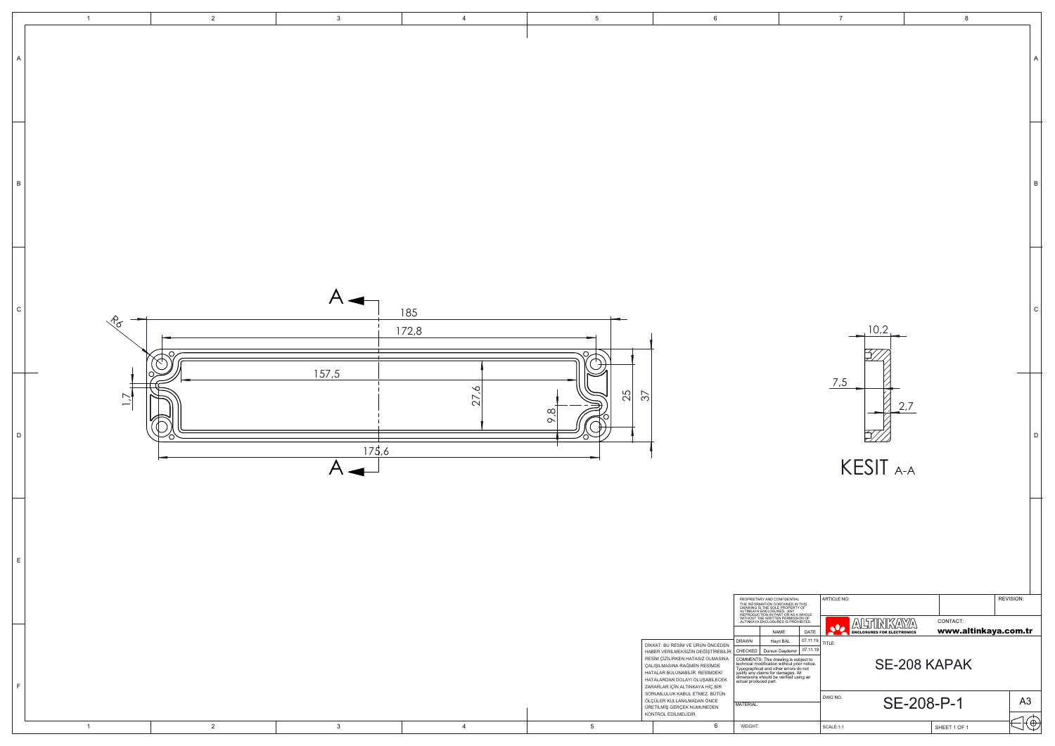A

185

172,8

R6

157,5

1,7

27,6

9,8

25

37

175,6

A

10,2

7,5

2,7

KESIT A-A

PROPRIETARY AND CONFIDENTIAL
THE INFORMATION CONTAINED IN THIS DRAWING IS THE SOLE PROPERTY OF ALTINKAYA ENCLOSURES. ANY REPRODUCTION IN PART OR AS A WHOLE WITHOUT THE WRITTEN PERMISSION OF ALTINKAYA ENCLOSURES IS PROHIBITED.

| | NAME | DATE |
|---|---|---|
| DRAWN | Hayri BAL | 07.11.19 |
| CHECKED | Dursun Daşdemir | 07.11.19 |

DİKKAT: BU RESİM VE ÜRÜN ÖNCEDEN HABER VERİLMEKSİZİN DEĞİŞTİREBİLİR. RESİM ÇİZİLİRKEN HATASIZ OLMASINA ÇALIŞILMASINA RAĞMEN RESİMDE HATALAR BULUNABİLİR. RESİMDEKİ HATALARDAN DOLAYI OLUŞABİLECEK ZARARLAR İÇİN ALTINKAYA HİÇ BİR SORUMLULUK KABUL ETMEZ. BÜTÜN ÖLÇÜLER KULLANILMADAN ÖNCE ÜRETİLMİŞ GERÇEK NUMUNEDEN KONTROL EDİLMELİDİR.

COMMENTS: This drawing is subject to technical modification without prior notice. Typographical and other errors do not justify any claims for damages. All dimensions should be verified using an actual produced part.

MATERIAL:

WEIGHT:

ARTICLE NO:

REVISION:

ALTINKAYA ENCLOSURES FOR ELECTRONICS

CONTACT:
www.altinkaya.com.tr

TITLE:
SE-208 KAPAK

DWG NO.
SE-208-P-1

A3

SCALE:1:1

SHEET 1 OF 1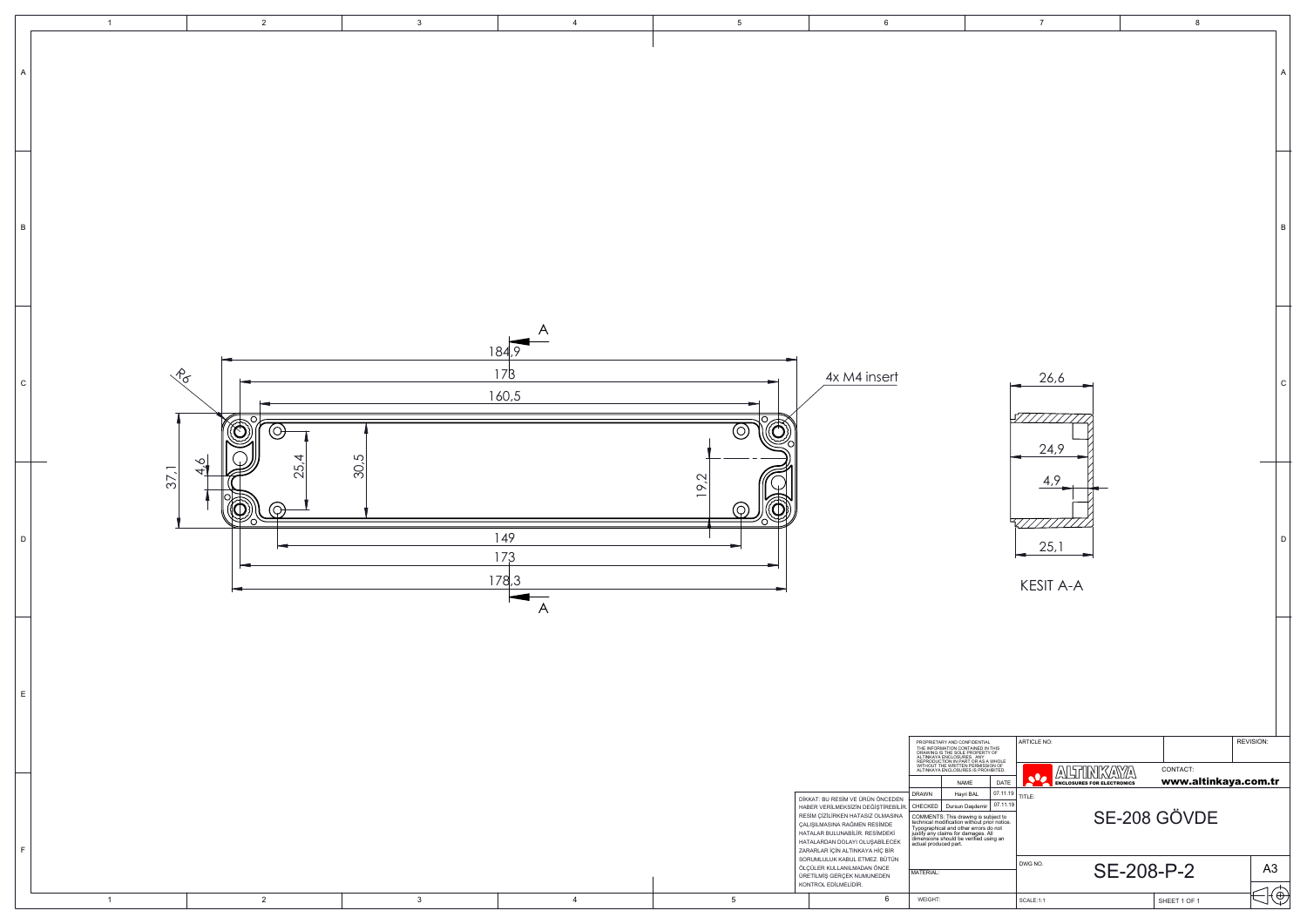A

184,9

178

160,5

R6

4x M4 insert

37,1

4,6

25,4

30,5

19,2

149

173

178,3

A

26,6

24,9

4,9

25,1

KESIT A-A

PROPRIETARY AND CONFIDENTIAL
THE INFORMATION CONTAINED IN THIS DRAWING IS THE SOLE PROPERTY OF ALTINKAYA ENCLOSURES. ANY REPRODUCTION IN PART OR AS A WHOLE WITHOUT THE WRITTEN PERMISSION OF ALTINKAYA ENCLOSURES IS PROHIBITED.

DİKKAT: BU RESİM VE ÜRÜN ÖNCEDEN HABER VERİLMEKSİZİN DEĞİŞTİREBİLİR. RESİM ÇİZİLİRKEN HATASIZ OLMASINA ÇALIŞILMASINA RAĞMEN RESİMDE HATALAR BULUNABİLİR. RESİMDEKİ HATALARDAN DOLAYI OLUŞABİLECEK ZARARLAR İÇİN ALTINKAYA HİÇ BİR SORUMLULUK KABUL ETMEZ. BÜTÜN ÖLÇÜLER KULLANILMADAN ÖNCE ÜRETİLMİŞ GERÇEK NUMUNEDEN KONTROL EDİLMELİDİR.

| | NAME | DATE |
|---|---|---|
| DRAWN | Hayri BAL | 07.11.19 |
| CHECKED | Dursun Daşdemir | 07.11.19 |

COMMENTS: This drawing is subject to technical modification without prior notice. Typographical and other errors do not justify any claims for damages. All dimensions should be verified using an actual produced part.

MATERIAL:

WEIGHT:

ARTICLE NO:

REVISION:

ALTINKAYA ENCLOSURES FOR ELECTRONICS

CONTACT: www.altinkaya.com.tr

TITLE: SE-208 GÖVDE

DWG NO. SE-208-P-2

A3

SCALE:1:1

SHEET 1 OF 1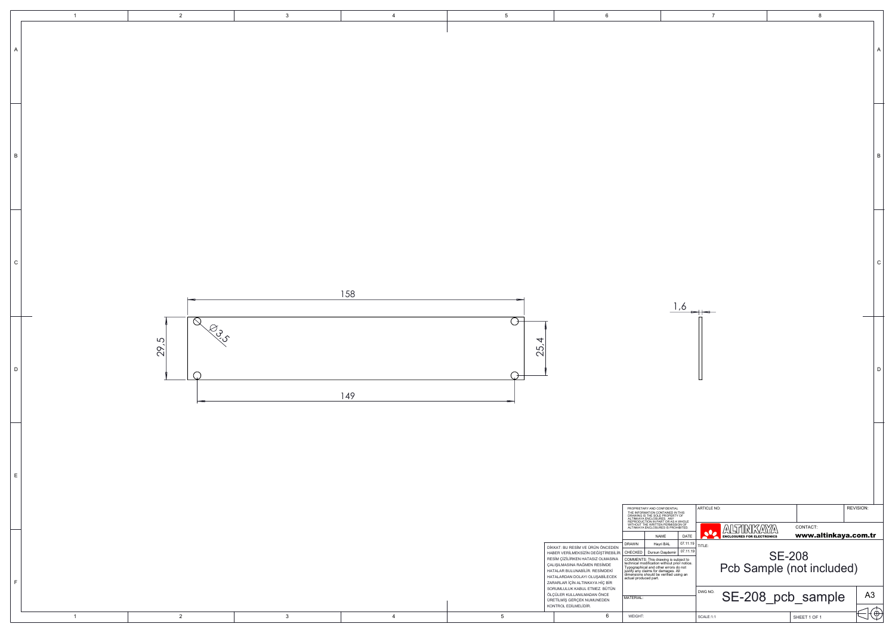158

29,5

Ø3,5

25,4

149

1,6

DİKKAT: BU RESİM VE ÜRÜN ÖNCEDEN HABER VERİLMEKSİZİN DEĞİŞTİRİLEBİLİR. RESİM ÇİZİLİRKEN HATASIZ OLMASINA ÇALIŞILMASINA RAĞMEN RESİMDE HATALAR BULUNABİLİR. RESİMDEKİ HATALARDAN DOLAYI OLUŞABİLECEK ZARARLAR İÇİN ALTINKAYA HİÇ BİR SORUMLULUK KABUL ETMEZ. BÜTÜN ÖLÇÜLER KULLANILMADAN ÖNCE ÜRETİLMİŞ GERÇEK NUMUNEDEN KONTROL EDİLMELİDİR.

PROPRIETARY AND CONFIDENTIAL
THE INFORMATION CONTAINED IN THIS DRAWING IS THE SOLE PROPERTY OF ALTINKAYA ENCLOSURES. ANY REPRODUCTION IN PART OR AS A WHOLE WITHOUT THE WRITTEN PERMISSION OF ALTINKAYA ENCLOSURES IS PROHIBITED.

| | NAME | DATE |
|---|---|---|
| DRAWN | Hayri BAL | 07.11.19 |
| CHECKED | Dursun Daşdemir | 07.11.19 |

COMMENTS: This drawing is subject to technical modification without prior notice. Typographical and other errors do not justify any claims for damages. All dimensions should be verified using an actual produced part.

MATERIAL:

WEIGHT:

ARTICLE NO:

REVISION:

ALTINKAYA ENCLOSURES FOR ELECTRONICS

CONTACT: www.altinkaya.com.tr

TITLE:

SE-208
Pcb Sample (not included)

DWG NO. SE-208_pcb_sample

A3

SCALE:1:1

SHEET 1 OF 1